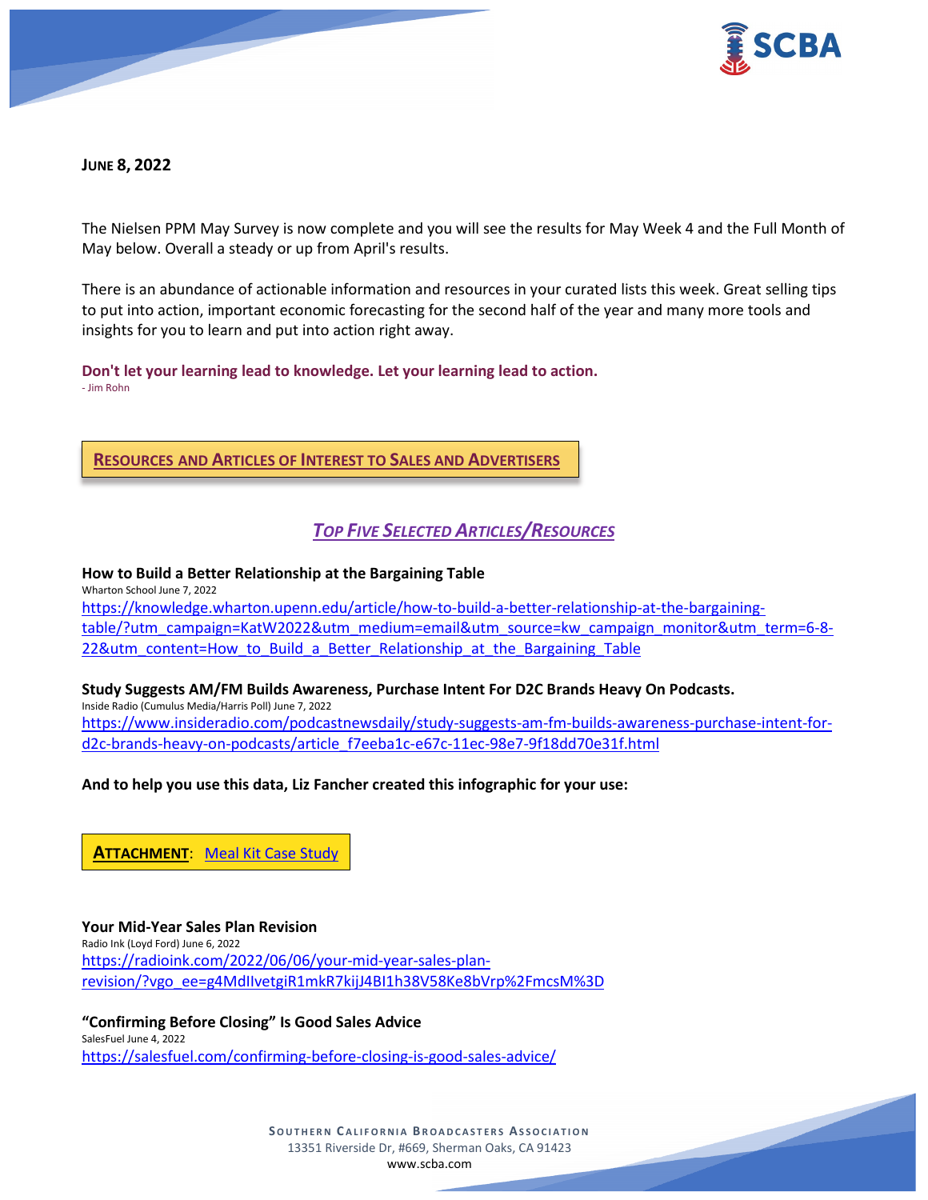**JUNE 8, 2022**

The Nielsen PPM May Survey is now complete and you will see the results for May Week 4 and the Full Month of May below. Overall a steady or up from April's results.

There is an abundance of actionable information and resources in your curated lists this week. Great selling tips to put into action, important economic forecasting for the second half of the year and many more tools and insights for you to learn and put into action right away.

**Don't let your learning lead to knowledge. Let your learning lead to action.**
- Jim Rohn

## RESOURCES AND ARTICLES OF INTEREST TO SALES AND ADVERTISERS

### *TOP FIVE SELECTED ARTICLES/RESOURCES*

**How to Build a Better Relationship at the Bargaining Table**
Wharton School June 7, 2022
https://knowledge.wharton.upenn.edu/article/how-to-build-a-better-relationship-at-the-bargaining-table/?utm_campaign=KatW2022&utm_medium=email&utm_source=kw_campaign_monitor&utm_term=6-8-22&utm_content=How_to_Build_a_Better_Relationship_at_the_Bargaining_Table

**Study Suggests AM/FM Builds Awareness, Purchase Intent For D2C Brands Heavy On Podcasts.**
Inside Radio (Cumulus Media/Harris Poll) June 7, 2022
https://www.insideradio.com/podcastnewsdaily/study-suggests-am-fm-builds-awareness-purchase-intent-for-d2c-brands-heavy-on-podcasts/article_f7eeba1c-e67c-11ec-98e7-9f18dd70e31f.html

**And to help you use this data, Liz Fancher created this infographic for your use:**

**ATTACHMENT**: Meal Kit Case Study

**Your Mid-Year Sales Plan Revision**
Radio Ink (Loyd Ford) June 6, 2022
https://radioink.com/2022/06/06/your-mid-year-sales-plan-revision/?vgo_ee=g4MdIlvetgiR1mkR7kijJ4BI1h38V58Ke8bVrp%2FmcsM%3D

**"Confirming Before Closing" Is Good Sales Advice**
SalesFuel June 4, 2022
https://salesfuel.com/confirming-before-closing-is-good-sales-advice/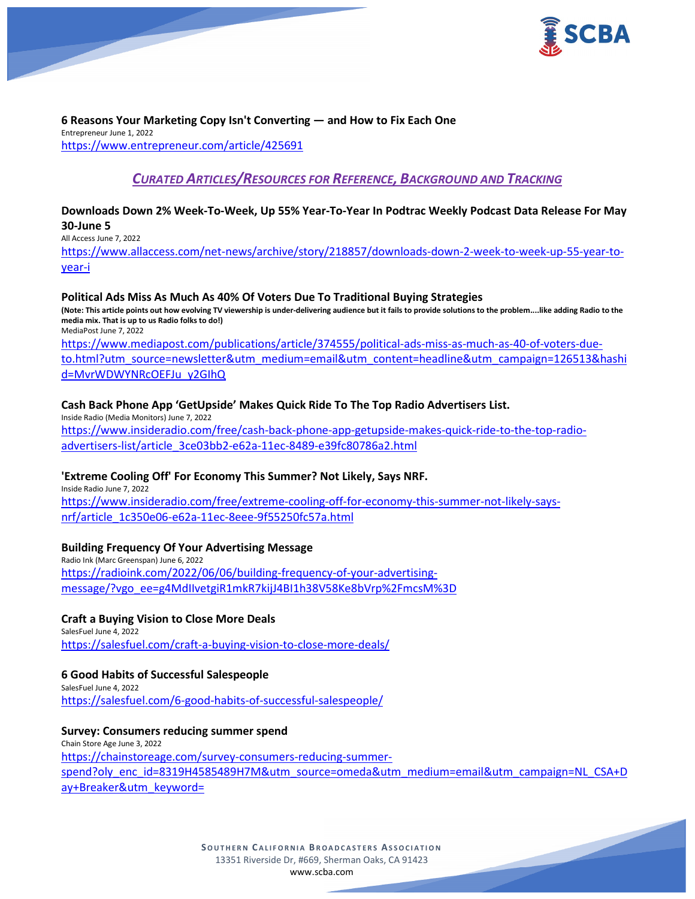**6 Reasons Your Marketing Copy Isn't Converting — and How to Fix Each One**
Entrepreneur June 1, 2022
https://www.entrepreneur.com/article/425691

## *CURATED ARTICLES/RESOURCES FOR REFERENCE, BACKGROUND AND TRACKING*

**Downloads Down 2% Week-To-Week, Up 55% Year-To-Year In Podtrac Weekly Podcast Data Release For May 30-June 5**
All Access June 7, 2022
https://www.allaccess.com/net-news/archive/story/218857/downloads-down-2-week-to-week-up-55-year-to-year-i

**Political Ads Miss As Much As 40% Of Voters Due To Traditional Buying Strategies**
**(Note: This article points out how evolving TV viewership is under-delivering audience but it fails to provide solutions to the problem....like adding Radio to the media mix. That is up to us Radio folks to do!)**
MediaPost June 7, 2022
https://www.mediapost.com/publications/article/374555/political-ads-miss-as-much-as-40-of-voters-due-to.html?utm_source=newsletter&utm_medium=email&utm_content=headline&utm_campaign=126513&hashid=MvrWDWYNRcOEFJu_y2GIhQ

**Cash Back Phone App 'GetUpside' Makes Quick Ride To The Top Radio Advertisers List.**
Inside Radio (Media Monitors) June 7, 2022
https://www.insideradio.com/free/cash-back-phone-app-getupside-makes-quick-ride-to-the-top-radio-advertisers-list/article_3ce03bb2-e62a-11ec-8489-e39fc80786a2.html

**'Extreme Cooling Off' For Economy This Summer? Not Likely, Says NRF.**
Inside Radio June 7, 2022
https://www.insideradio.com/free/extreme-cooling-off-for-economy-this-summer-not-likely-says-nrf/article_1c350e06-e62a-11ec-8eee-9f55250fc57a.html

**Building Frequency Of Your Advertising Message**
Radio Ink (Marc Greenspan) June 6, 2022
https://radioink.com/2022/06/06/building-frequency-of-your-advertising-message/?vgo_ee=g4MdIIvetgiR1mkR7kijJ4BI1h38V58Ke8bVrp%2FmcsM%3D

**Craft a Buying Vision to Close More Deals**
SalesFuel June 4, 2022
https://salesfuel.com/craft-a-buying-vision-to-close-more-deals/

**6 Good Habits of Successful Salespeople**
SalesFuel June 4, 2022
https://salesfuel.com/6-good-habits-of-successful-salespeople/

**Survey: Consumers reducing summer spend**
Chain Store Age June 3, 2022
https://chainstoreage.com/survey-consumers-reducing-summer-spend?oly_enc_id=8319H4585489H7M&utm_source=omeda&utm_medium=email&utm_campaign=NL_CSA+Day+Breaker&utm_keyword=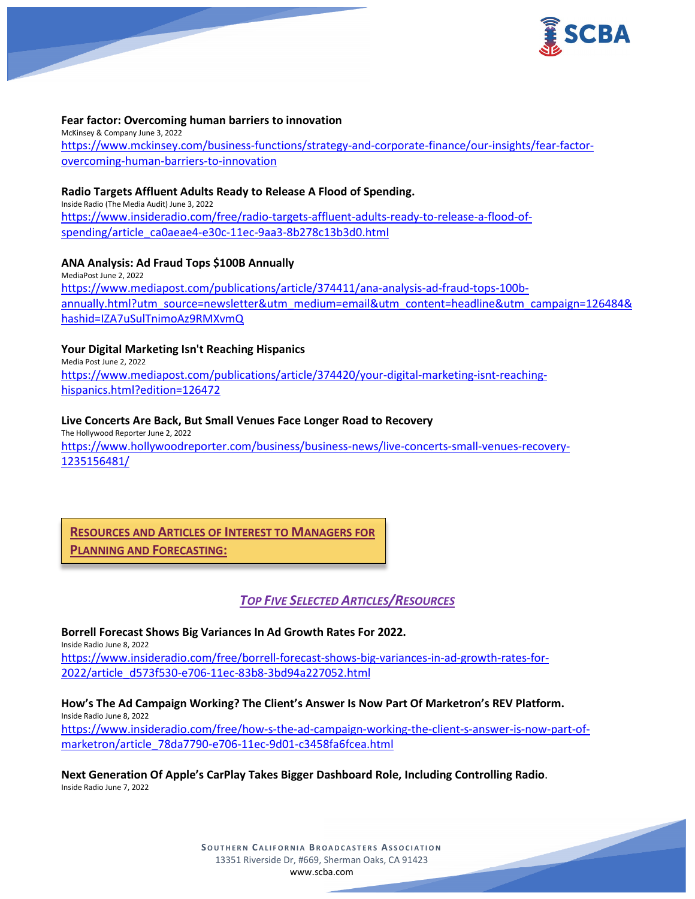**Fear factor: Overcoming human barriers to innovation**
McKinsey & Company June 3, 2022
https://www.mckinsey.com/business-functions/strategy-and-corporate-finance/our-insights/fear-factor-overcoming-human-barriers-to-innovation

**Radio Targets Affluent Adults Ready to Release A Flood of Spending.**
Inside Radio (The Media Audit) June 3, 2022
https://www.insideradio.com/free/radio-targets-affluent-adults-ready-to-release-a-flood-of-spending/article_ca0aeae4-e30c-11ec-9aa3-8b278c13b3d0.html

**ANA Analysis: Ad Fraud Tops $100B Annually**
MediaPost June 2, 2022
https://www.mediapost.com/publications/article/374411/ana-analysis-ad-fraud-tops-100b-annually.html?utm_source=newsletter&utm_medium=email&utm_content=headline&utm_campaign=126484&hashid=IZA7uSulTnimoAz9RMXvmQ

**Your Digital Marketing Isn't Reaching Hispanics**
Media Post June 2, 2022
https://www.mediapost.com/publications/article/374420/your-digital-marketing-isnt-reaching-hispanics.html?edition=126472

**Live Concerts Are Back, But Small Venues Face Longer Road to Recovery**
The Hollywood Reporter June 2, 2022
https://www.hollywoodreporter.com/business/business-news/live-concerts-small-venues-recovery-1235156481/

## RESOURCES AND ARTICLES OF INTEREST TO MANAGERS FOR PLANNING AND FORECASTING:

### *TOP FIVE SELECTED ARTICLES/RESOURCES*

**Borrell Forecast Shows Big Variances In Ad Growth Rates For 2022.**
Inside Radio June 8, 2022
https://www.insideradio.com/free/borrell-forecast-shows-big-variances-in-ad-growth-rates-for-2022/article_d573f530-e706-11ec-83b8-3bd94a227052.html

**How's The Ad Campaign Working? The Client's Answer Is Now Part Of Marketron's REV Platform.**
Inside Radio June 8, 2022
https://www.insideradio.com/free/how-s-the-ad-campaign-working-the-client-s-answer-is-now-part-of-marketron/article_78da7790-e706-11ec-9d01-c3458fa6fcea.html

**Next Generation Of Apple's CarPlay Takes Bigger Dashboard Role, Including Controlling Radio.**
Inside Radio June 7, 2022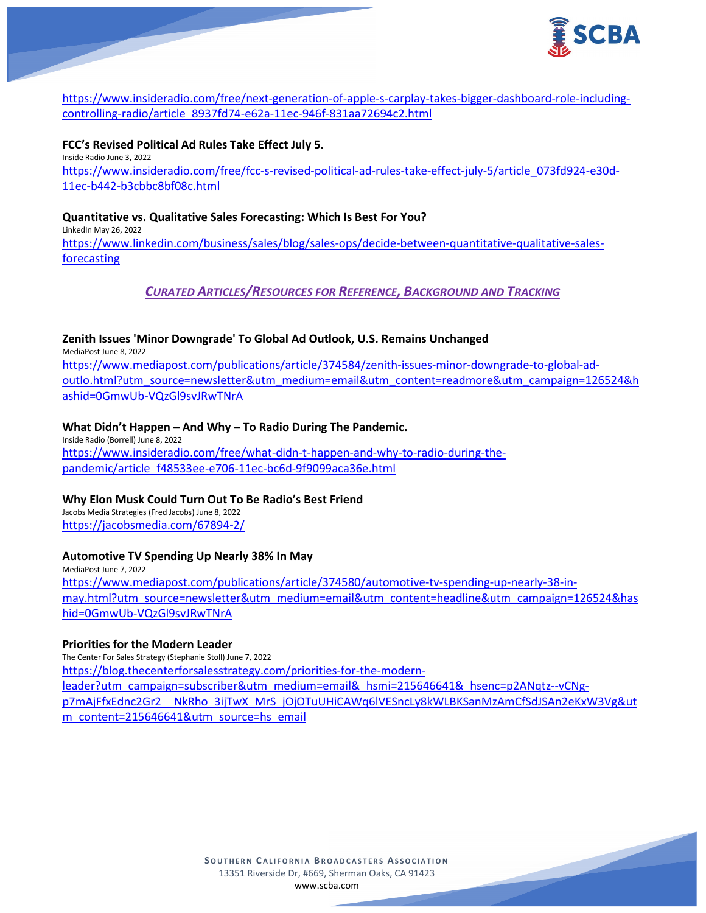https://www.insideradio.com/free/next-generation-of-apple-s-carplay-takes-bigger-dashboard-role-including-controlling-radio/article_8937fd74-e62a-11ec-946f-831aa72694c2.html

**FCC's Revised Political Ad Rules Take Effect July 5.**
Inside Radio June 3, 2022
https://www.insideradio.com/free/fcc-s-revised-political-ad-rules-take-effect-july-5/article_073fd924-e30d-11ec-b442-b3cbbc8bf08c.html

**Quantitative vs. Qualitative Sales Forecasting: Which Is Best For You?**
LinkedIn May 26, 2022
https://www.linkedin.com/business/sales/blog/sales-ops/decide-between-quantitative-qualitative-sales-forecasting

## *CURATED ARTICLES/RESOURCES FOR REFERENCE, BACKGROUND AND TRACKING*

**Zenith Issues 'Minor Downgrade' To Global Ad Outlook, U.S. Remains Unchanged**
MediaPost June 8, 2022
https://www.mediapost.com/publications/article/374584/zenith-issues-minor-downgrade-to-global-ad-outlo.html?utm_source=newsletter&utm_medium=email&utm_content=readmore&utm_campaign=126524&hashid=0GmwUb-VQzGl9svJRwTNrA

**What Didn't Happen – And Why – To Radio During The Pandemic.**
Inside Radio (Borrell) June 8, 2022
https://www.insideradio.com/free/what-didn-t-happen-and-why-to-radio-during-the-pandemic/article_f48533ee-e706-11ec-bc6d-9f9099aca36e.html

**Why Elon Musk Could Turn Out To Be Radio's Best Friend**
Jacobs Media Strategies (Fred Jacobs) June 8, 2022
https://jacobsmedia.com/67894-2/

**Automotive TV Spending Up Nearly 38% In May**
MediaPost June 7, 2022
https://www.mediapost.com/publications/article/374580/automotive-tv-spending-up-nearly-38-in-may.html?utm_source=newsletter&utm_medium=email&utm_content=headline&utm_campaign=126524&hashid=0GmwUb-VQzGl9svJRwTNrA

**Priorities for the Modern Leader**
The Center For Sales Strategy (Stephanie Stoll) June 7, 2022
https://blog.thecenterforsalesstrategy.com/priorities-for-the-modern-leader?utm_campaign=subscriber&utm_medium=email&_hsmi=215646641&_hsenc=p2ANqtz--vCNg-p7mAjFfxEdnc2Gr2__NkRho_3ijTwX_MrS_jOjOTuUHiCAWq6lVESncLy8kWLBKSanMzAmCfSdJSAn2eKxW3Vg&utm_content=215646641&utm_source=hs_email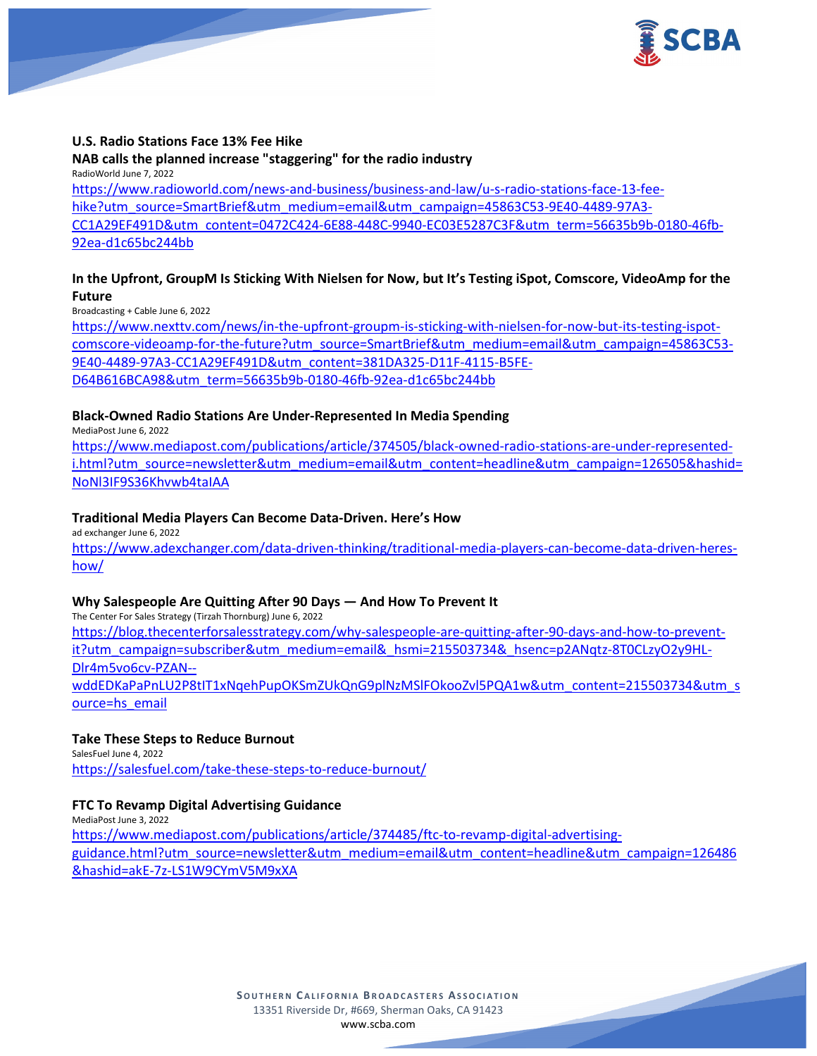**U.S. Radio Stations Face 13% Fee Hike**

**NAB calls the planned increase "staggering" for the radio industry**

RadioWorld June 7, 2022

https://www.radioworld.com/news-and-business/business-and-law/u-s-radio-stations-face-13-fee-hike?utm_source=SmartBrief&utm_medium=email&utm_campaign=45863C53-9E40-4489-97A3-CC1A29EF491D&utm_content=0472C424-6E88-448C-9940-EC03E5287C3F&utm_term=56635b9b-0180-46fb-92ea-d1c65bc244bb

**In the Upfront, GroupM Is Sticking With Nielsen for Now, but It's Testing iSpot, Comscore, VideoAmp for the Future**

Broadcasting + Cable June 6, 2022

https://www.nexttv.com/news/in-the-upfront-groupm-is-sticking-with-nielsen-for-now-but-its-testing-ispot-comscore-videoamp-for-the-future?utm_source=SmartBrief&utm_medium=email&utm_campaign=45863C53-9E40-4489-97A3-CC1A29EF491D&utm_content=381DA325-D11F-4115-B5FE-D64B616BCA98&utm_term=56635b9b-0180-46fb-92ea-d1c65bc244bb

**Black-Owned Radio Stations Are Under-Represented In Media Spending**

MediaPost June 6, 2022

https://www.mediapost.com/publications/article/374505/black-owned-radio-stations-are-under-represented-i.html?utm_source=newsletter&utm_medium=email&utm_content=headline&utm_campaign=126505&hashid=NoNl3IF9S36Khvwb4taIAA

**Traditional Media Players Can Become Data-Driven. Here's How**

ad exchanger June 6, 2022

https://www.adexchanger.com/data-driven-thinking/traditional-media-players-can-become-data-driven-heres-how/

**Why Salespeople Are Quitting After 90 Days — And How To Prevent It**

The Center For Sales Strategy (Tirzah Thornburg) June 6, 2022

https://blog.thecenterforsalesstrategy.com/why-salespeople-are-quitting-after-90-days-and-how-to-prevent-it?utm_campaign=subscriber&utm_medium=email&_hsmi=215503734&_hsenc=p2ANqtz-8T0CLzyO2y9HL-Dlr4m5vo6cv-PZAN--wddEDKaPaPnLU2P8tIT1xNqehPupOKSmZUkQnG9plNzMSlFOkooZvl5PQA1w&utm_content=215503734&utm_source=hs_email

**Take These Steps to Reduce Burnout**

SalesFuel June 4, 2022

https://salesfuel.com/take-these-steps-to-reduce-burnout/

**FTC To Revamp Digital Advertising Guidance**

MediaPost June 3, 2022

https://www.mediapost.com/publications/article/374485/ftc-to-revamp-digital-advertising-guidance.html?utm_source=newsletter&utm_medium=email&utm_content=headline&utm_campaign=126486&hashid=akE-7z-LS1W9CYmV5M9xXA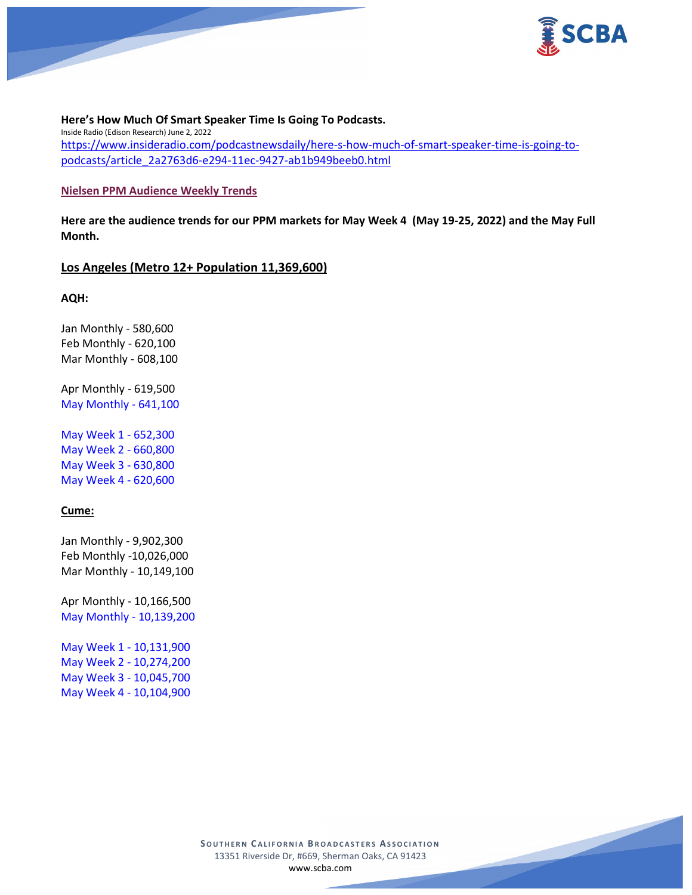**Here's How Much Of Smart Speaker Time Is Going To Podcasts.**
Inside Radio (Edison Research) June 2, 2022
https://www.insideradio.com/podcastnewsdaily/here-s-how-much-of-smart-speaker-time-is-going-to-podcasts/article_2a2763d6-e294-11ec-9427-ab1b949beeb0.html

**Nielsen PPM Audience Weekly Trends**

**Here are the audience trends for our PPM markets for May Week 4 (May 19-25, 2022) and the May Full Month.**

## Los Angeles (Metro 12+ Population 11,369,600)

**AQH:**

Jan Monthly - 580,600
Feb Monthly - 620,100
Mar Monthly - 608,100

Apr Monthly - 619,500
May Monthly - 641,100

May Week 1 - 652,300
May Week 2 - 660,800
May Week 3 - 630,800
May Week 4 - 620,600

**Cume:**

Jan Monthly - 9,902,300
Feb Monthly -10,026,000
Mar Monthly - 10,149,100

Apr Monthly - 10,166,500
May Monthly - 10,139,200

May Week 1 - 10,131,900
May Week 2 - 10,274,200
May Week 3 - 10,045,700
May Week 4 - 10,104,900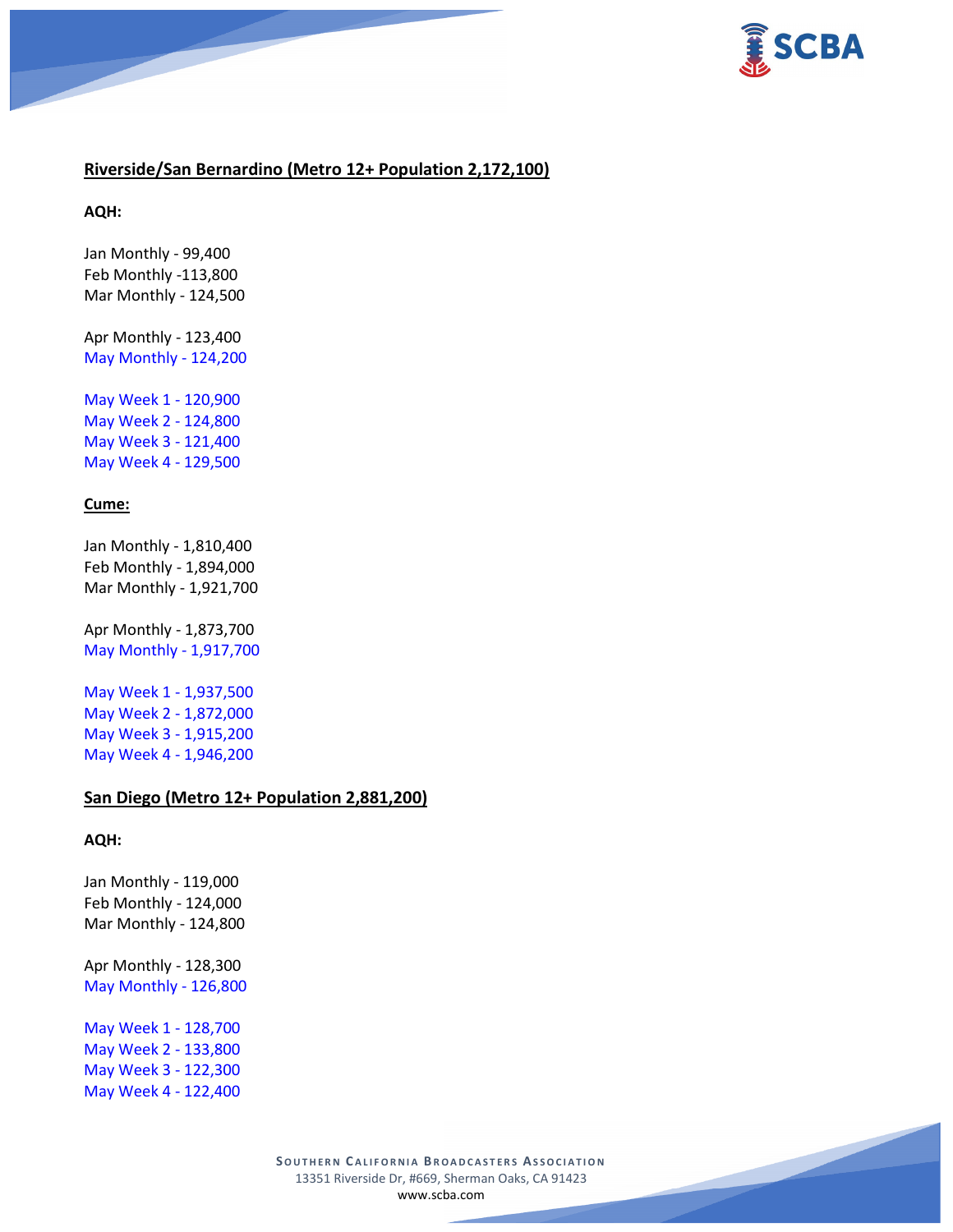**Riverside/San Bernardino (Metro 12+ Population 2,172,100)**

**AQH:**

Jan Monthly - 99,400
Feb Monthly -113,800
Mar Monthly - 124,500

Apr Monthly - 123,400
May Monthly - 124,200

May Week 1 - 120,900
May Week 2 - 124,800
May Week 3 - 121,400
May Week 4 - 129,500

**Cume:**

Jan Monthly - 1,810,400
Feb Monthly - 1,894,000
Mar Monthly - 1,921,700

Apr Monthly - 1,873,700
May Monthly - 1,917,700

May Week 1 - 1,937,500
May Week 2 - 1,872,000
May Week 3 - 1,915,200
May Week 4 - 1,946,200

**San Diego (Metro 12+ Population 2,881,200)**

**AQH:**

Jan Monthly - 119,000
Feb Monthly - 124,000
Mar Monthly - 124,800

Apr Monthly - 128,300
May Monthly - 126,800

May Week 1 - 128,700
May Week 2 - 133,800
May Week 3 - 122,300
May Week 4 - 122,400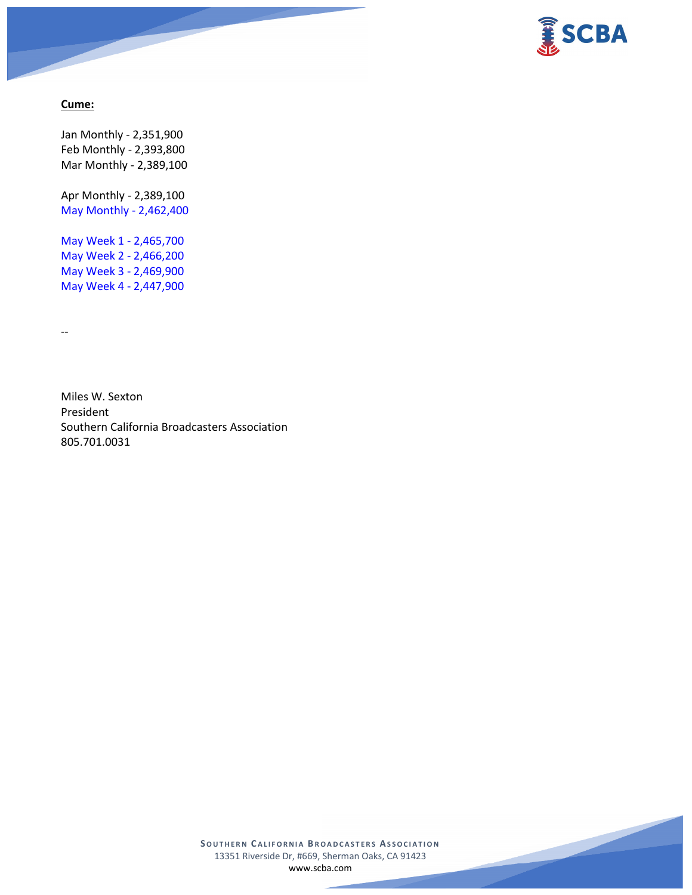**Cume:**

Jan Monthly - 2,351,900
Feb Monthly - 2,393,800
Mar Monthly - 2,389,100

Apr Monthly - 2,389,100
May Monthly - 2,462,400

May Week 1 - 2,465,700
May Week 2 - 2,466,200
May Week 3 - 2,469,900
May Week 4 - 2,447,900

--

Miles W. Sexton
President
Southern California Broadcasters Association
805.701.0031